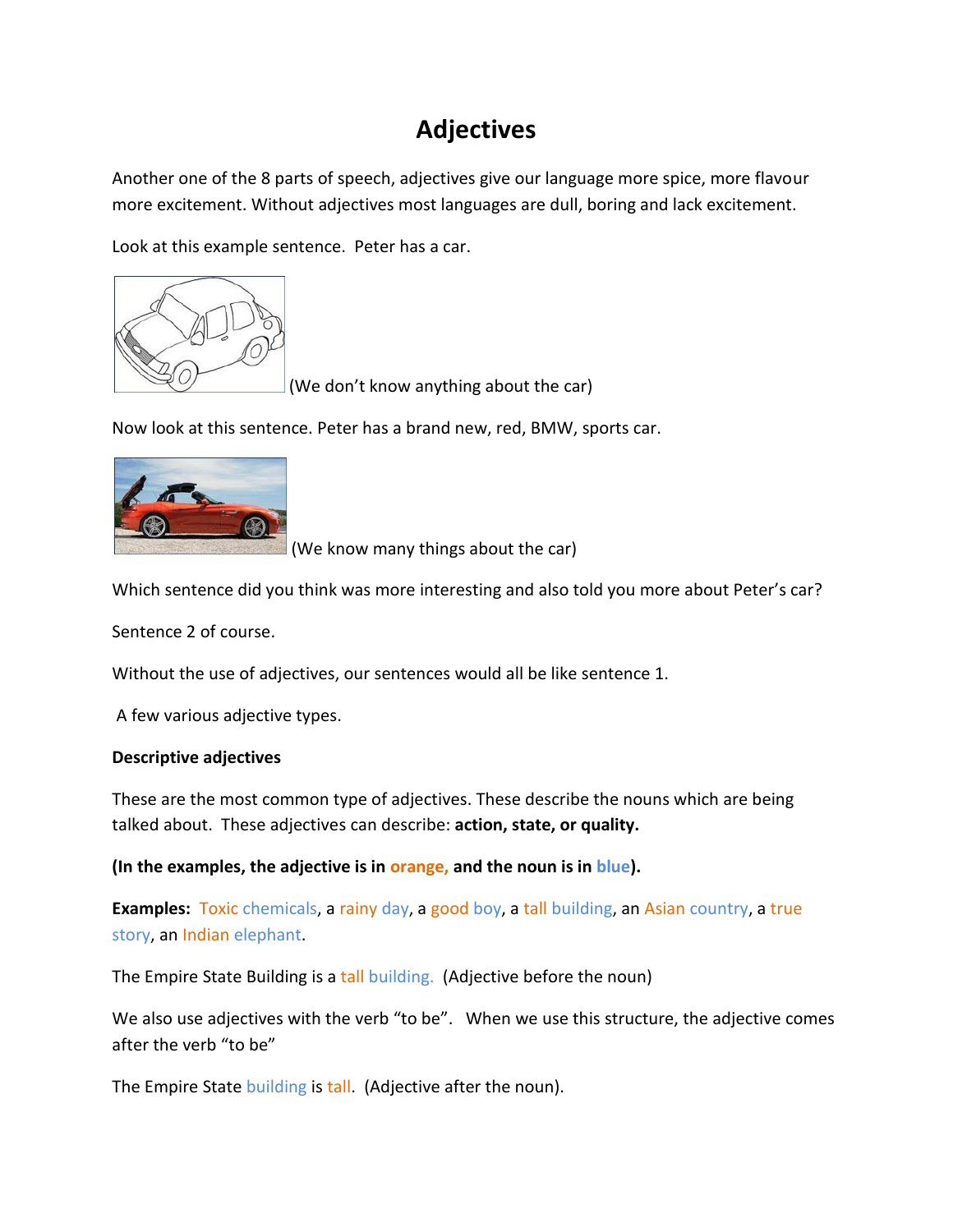# Adjectives

Another one of the 8 parts of speech, adjectives give our language more spice, more flavour more excitement. Without adjectives most languages are dull, boring and lack excitement.

Look at this example sentence. Peter has a car.

(We don't know anything about the car)

Now look at this sentence. Peter has a brand new, red, BMW, sports car.

(We know many things about the car)

Which sentence did you think was more interesting and also told you more about Peter's car?

Sentence 2 of course.

Without the use of adjectives, our sentences would all be like sentence 1.

A few various adjective types.

**Descriptive adjectives**

These are the most common type of adjectives. These describe the nouns which are being talked about. These adjectives can describe: **action, state, or quality.**

**(In the examples, the adjective is in orange, and the noun is in blue).**

**Examples:** Toxic chemicals, a rainy day, a good boy, a tall building, an Asian country, a true story, an Indian elephant.

The Empire State Building is a tall building. (Adjective before the noun)

We also use adjectives with the verb "to be". When we use this structure, the adjective comes after the verb "to be"

The Empire State building is tall. (Adjective after the noun).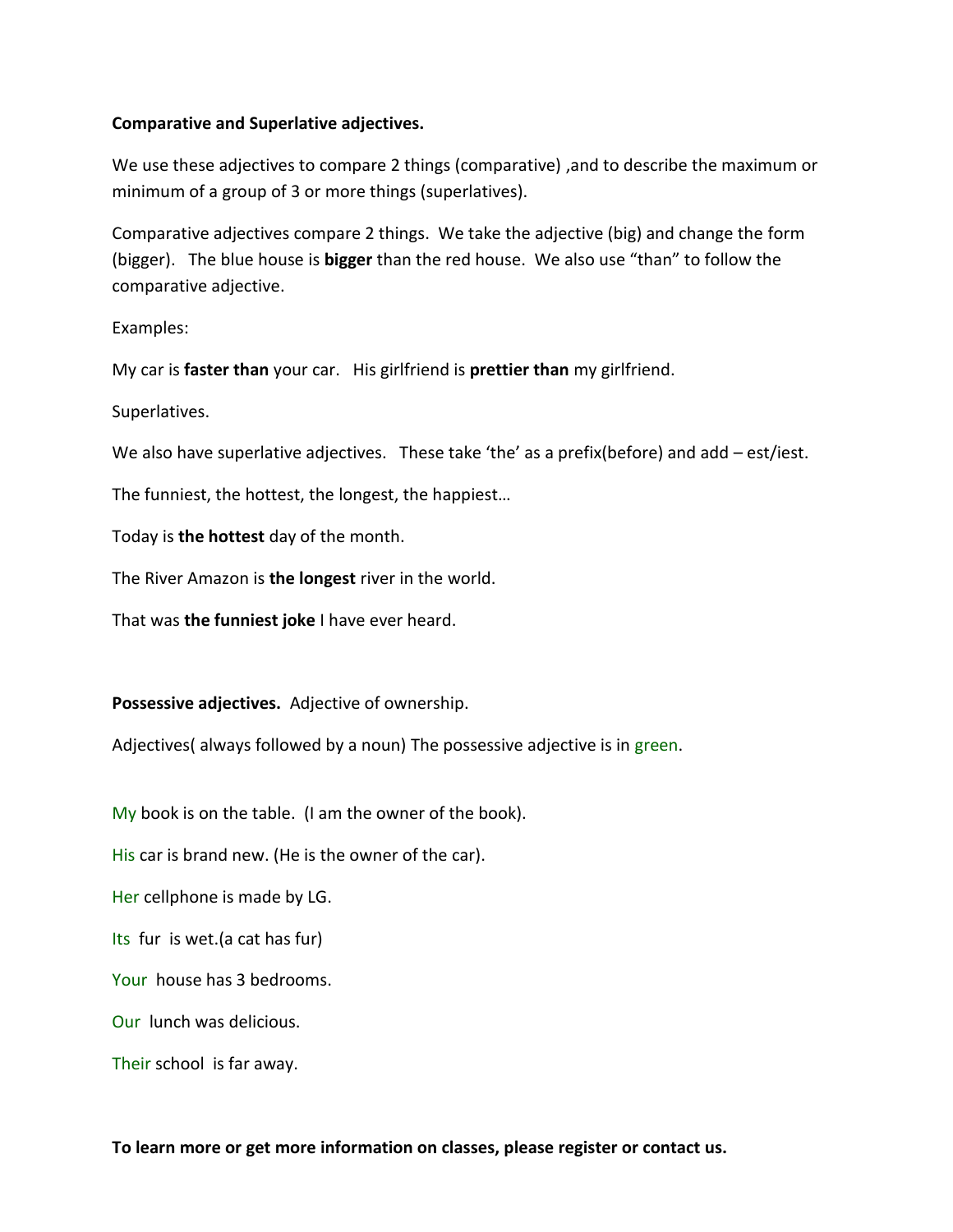**Comparative and Superlative adjectives.**

We use these adjectives to compare 2 things (comparative) ,and to describe the maximum or minimum of a group of 3 or more things (superlatives).

Comparative adjectives compare 2 things. We take the adjective (big) and change the form (bigger). The blue house is **bigger** than the red house. We also use "than" to follow the comparative adjective.

Examples:

My car is **faster than** your car. His girlfriend is **prettier than** my girlfriend.

Superlatives.

We also have superlative adjectives. These take 'the' as a prefix(before) and add – est/iest.

The funniest, the hottest, the longest, the happiest…

Today is **the hottest** day of the month.

The River Amazon is **the longest** river in the world.

That was **the funniest joke** I have ever heard.

**Possessive adjectives.** Adjective of ownership.

Adjectives( always followed by a noun) The possessive adjective is in green.

My book is on the table. (I am the owner of the book).

His car is brand new. (He is the owner of the car).

Her cellphone is made by LG.

Its fur is wet.(a cat has fur)

Your house has 3 bedrooms.

Our lunch was delicious.

Their school is far away.

**To learn more or get more information on classes, please register or contact us.**